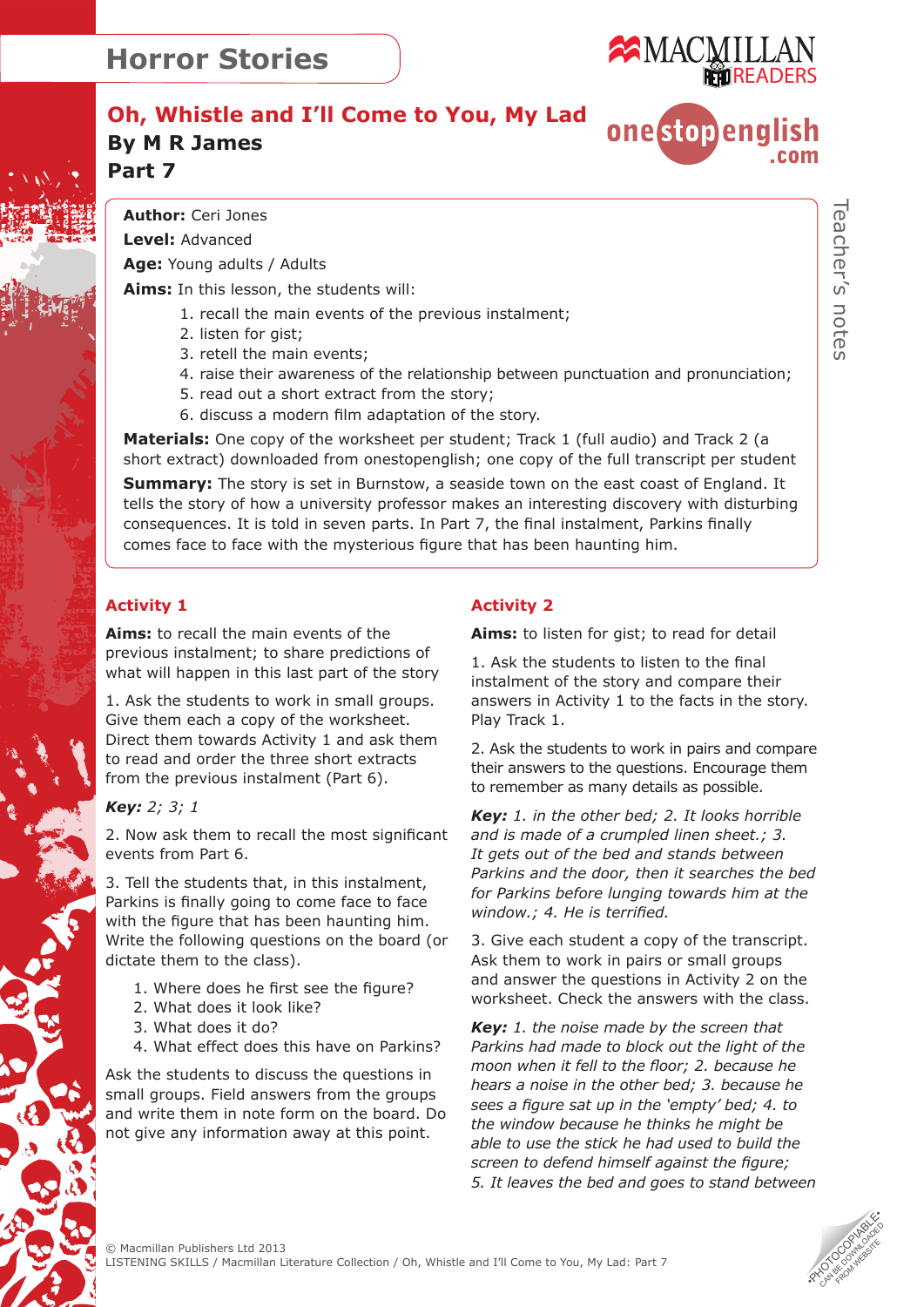# Horror Stories

## Oh, Whistle and I'll Come to You, My Lad

**By M R James**

**Part 7**

Teacher's notes

**Author:** Ceri Jones

**Level:** Advanced

**Age:** Young adults / Adults

**Aims:** In this lesson, the students will:

1. recall the main events of the previous instalment;
2. listen for gist;
3. retell the main events;
4. raise their awareness of the relationship between punctuation and pronunciation;
5. read out a short extract from the story;
6. discuss a modern film adaptation of the story.

**Materials:** One copy of the worksheet per student; Track 1 (full audio) and Track 2 (a short extract) downloaded from onestopenglish; one copy of the full transcript per student

**Summary:** The story is set in Burnstow, a seaside town on the east coast of England. It tells the story of how a university professor makes an interesting discovery with disturbing consequences. It is told in seven parts. In Part 7, the final instalment, Parkins finally comes face to face with the mysterious figure that has been haunting him.

### Activity 1

**Aims:** to recall the main events of the previous instalment; to share predictions of what will happen in this last part of the story

1. Ask the students to work in small groups. Give them each a copy of the worksheet. Direct them towards Activity 1 and ask them to read and order the three short extracts from the previous instalment (Part 6).

***Key:*** *2; 3; 1*

2. Now ask them to recall the most significant events from Part 6.

3. Tell the students that, in this instalment, Parkins is finally going to come face to face with the figure that has been haunting him. Write the following questions on the board (or dictate them to the class).

   1. Where does he first see the figure?
   2. What does it look like?
   3. What does it do?
   4. What effect does this have on Parkins?

Ask the students to discuss the questions in small groups. Field answers from the groups and write them in note form on the board. Do not give any information away at this point.

### Activity 2

**Aims:** to listen for gist; to read for detail

1. Ask the students to listen to the final instalment of the story and compare their answers in Activity 1 to the facts in the story. Play Track 1.

2. Ask the students to work in pairs and compare their answers to the questions. Encourage them to remember as many details as possible.

***Key:*** *1. in the other bed; 2. It looks horrible and is made of a crumpled linen sheet.; 3. It gets out of the bed and stands between Parkins and the door, then it searches the bed for Parkins before lunging towards him at the window.; 4. He is terrified.*

3. Give each student a copy of the transcript. Ask them to work in pairs or small groups and answer the questions in Activity 2 on the worksheet. Check the answers with the class.

***Key:*** *1. the noise made by the screen that Parkins had made to block out the light of the moon when it fell to the floor; 2. because he hears a noise in the other bed; 3. because he sees a figure sat up in the 'empty' bed; 4. to the window because he thinks he might be able to use the stick he had used to build the screen to defend himself against the figure; 5. It leaves the bed and goes to stand between*

© Macmillan Publishers Ltd 2013
LISTENING SKILLS / Macmillan Literature Collection / Oh, Whistle and I'll Come to You, My Lad: Part 7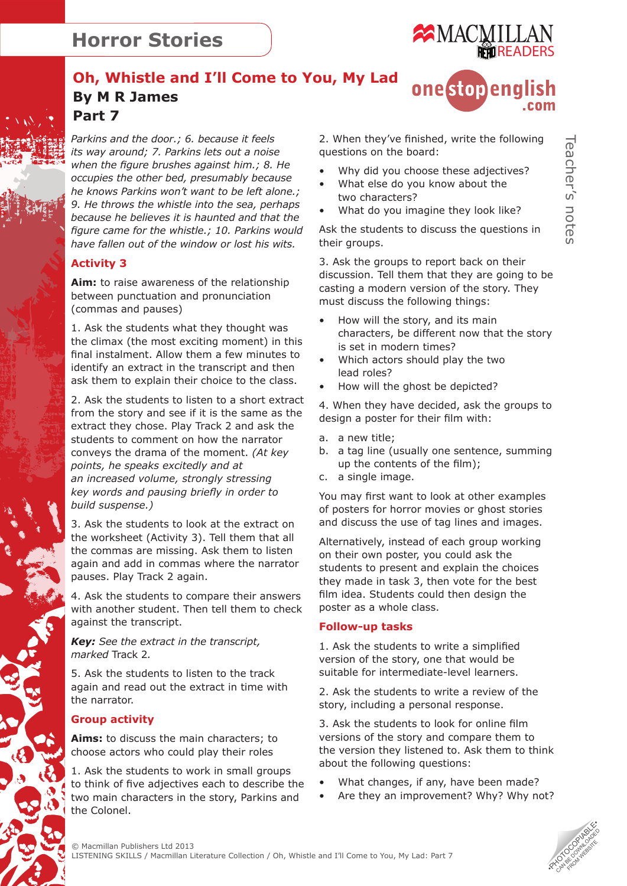# Horror Stories

## Oh, Whistle and I'll Come to You, My Lad

### By M R James

### Part 7

*Parkins and the door.; 6. because it feels its way around; 7. Parkins lets out a noise when the figure brushes against him.; 8. He occupies the other bed, presumably because he knows Parkins won't want to be left alone.; 9. He throws the whistle into the sea, perhaps because he believes it is haunted and that the figure came for the whistle.; 10. Parkins would have fallen out of the window or lost his wits.*

### Activity 3

**Aim:** to raise awareness of the relationship between punctuation and pronunciation (commas and pauses)

1. Ask the students what they thought was the climax (the most exciting moment) in this final instalment. Allow them a few minutes to identify an extract in the transcript and then ask them to explain their choice to the class.

2. Ask the students to listen to a short extract from the story and see if it is the same as the extract they chose. Play Track 2 and ask the students to comment on how the narrator conveys the drama of the moment. *(At key points, he speaks excitedly and at an increased volume, strongly stressing key words and pausing briefly in order to build suspense.)*

3. Ask the students to look at the extract on the worksheet (Activity 3). Tell them that all the commas are missing. Ask them to listen again and add in commas where the narrator pauses. Play Track 2 again.

4. Ask the students to compare their answers with another student. Then tell them to check against the transcript.

***Key:*** *See the extract in the transcript, marked* Track 2.

5. Ask the students to listen to the track again and read out the extract in time with the narrator.

### Group activity

**Aims:** to discuss the main characters; to choose actors who could play their roles

1. Ask the students to work in small groups to think of five adjectives each to describe the two main characters in the story, Parkins and the Colonel.

2. When they've finished, write the following questions on the board:

- Why did you choose these adjectives?
- What else do you know about the two characters?
- What do you imagine they look like?

Ask the students to discuss the questions in their groups.

3. Ask the groups to report back on their discussion. Tell them that they are going to be casting a modern version of the story. They must discuss the following things:

- How will the story, and its main characters, be different now that the story is set in modern times?
- Which actors should play the two lead roles?
- How will the ghost be depicted?

4. When they have decided, ask the groups to design a poster for their film with:

a. a new title;
b. a tag line (usually one sentence, summing up the contents of the film);
c. a single image.

You may first want to look at other examples of posters for horror movies or ghost stories and discuss the use of tag lines and images.

Alternatively, instead of each group working on their own poster, you could ask the students to present and explain the choices they made in task 3, then vote for the best film idea. Students could then design the poster as a whole class.

### Follow-up tasks

1. Ask the students to write a simplified version of the story, one that would be suitable for intermediate-level learners.

2. Ask the students to write a review of the story, including a personal response.

3. Ask the students to look for online film versions of the story and compare them to the version they listened to. Ask them to think about the following questions:

- What changes, if any, have been made?
- Are they an improvement? Why? Why not?

© Macmillan Publishers Ltd 2013
LISTENING SKILLS / Macmillan Literature Collection / Oh, Whistle and I'll Come to You, My Lad: Part 7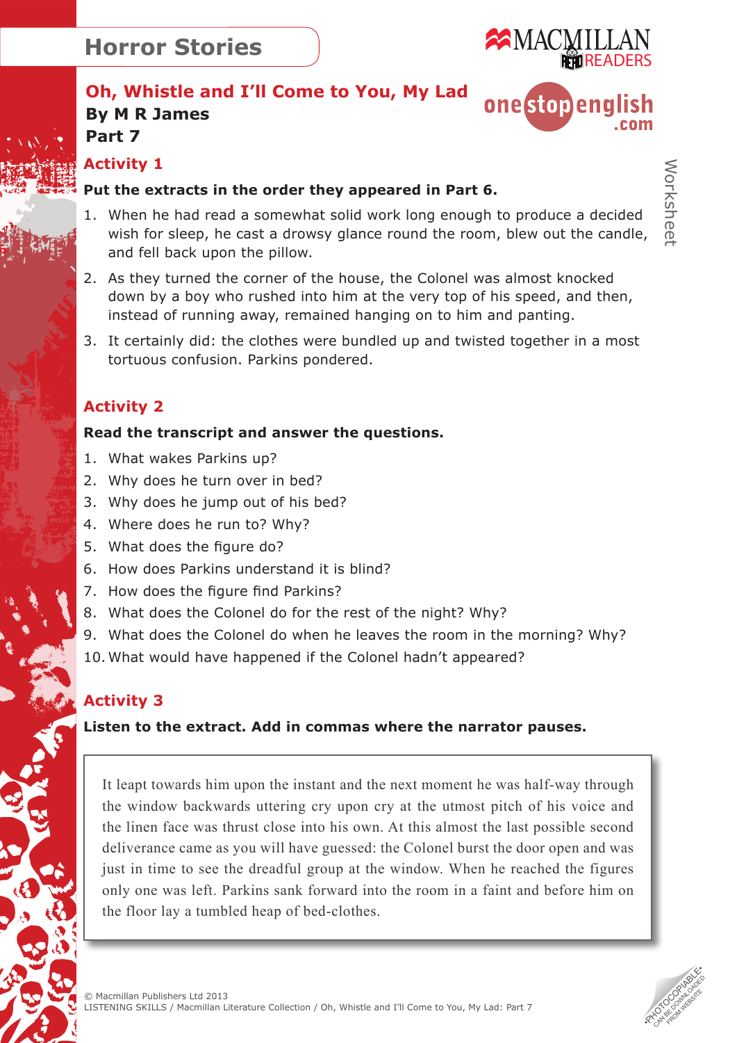# Horror Stories

## Oh, Whistle and I'll Come to You, My Lad

**By M R James**

**Part 7**

Worksheet

## Activity 1

**Put the extracts in the order they appeared in Part 6.**

1. When he had read a somewhat solid work long enough to produce a decided wish for sleep, he cast a drowsy glance round the room, blew out the candle, and fell back upon the pillow.
2. As they turned the corner of the house, the Colonel was almost knocked down by a boy who rushed into him at the very top of his speed, and then, instead of running away, remained hanging on to him and panting.
3. It certainly did: the clothes were bundled up and twisted together in a most tortuous confusion. Parkins pondered.

## Activity 2

**Read the transcript and answer the questions.**

1. What wakes Parkins up?
2. Why does he turn over in bed?
3. Why does he jump out of his bed?
4. Where does he run to? Why?
5. What does the figure do?
6. How does Parkins understand it is blind?
7. How does the figure find Parkins?
8. What does the Colonel do for the rest of the night? Why?
9. What does the Colonel do when he leaves the room in the morning? Why?
10. What would have happened if the Colonel hadn't appeared?

## Activity 3

**Listen to the extract. Add in commas where the narrator pauses.**

It leapt towards him upon the instant and the next moment he was half-way through the window backwards uttering cry upon cry at the utmost pitch of his voice and the linen face was thrust close into his own. At this almost the last possible second deliverance came as you will have guessed: the Colonel burst the door open and was just in time to see the dreadful group at the window. When he reached the figures only one was left. Parkins sank forward into the room in a faint and before him on the floor lay a tumbled heap of bed-clothes.

© Macmillan Publishers Ltd 2013
LISTENING SKILLS / Macmillan Literature Collection / Oh, Whistle and I'll Come to You, My Lad: Part 7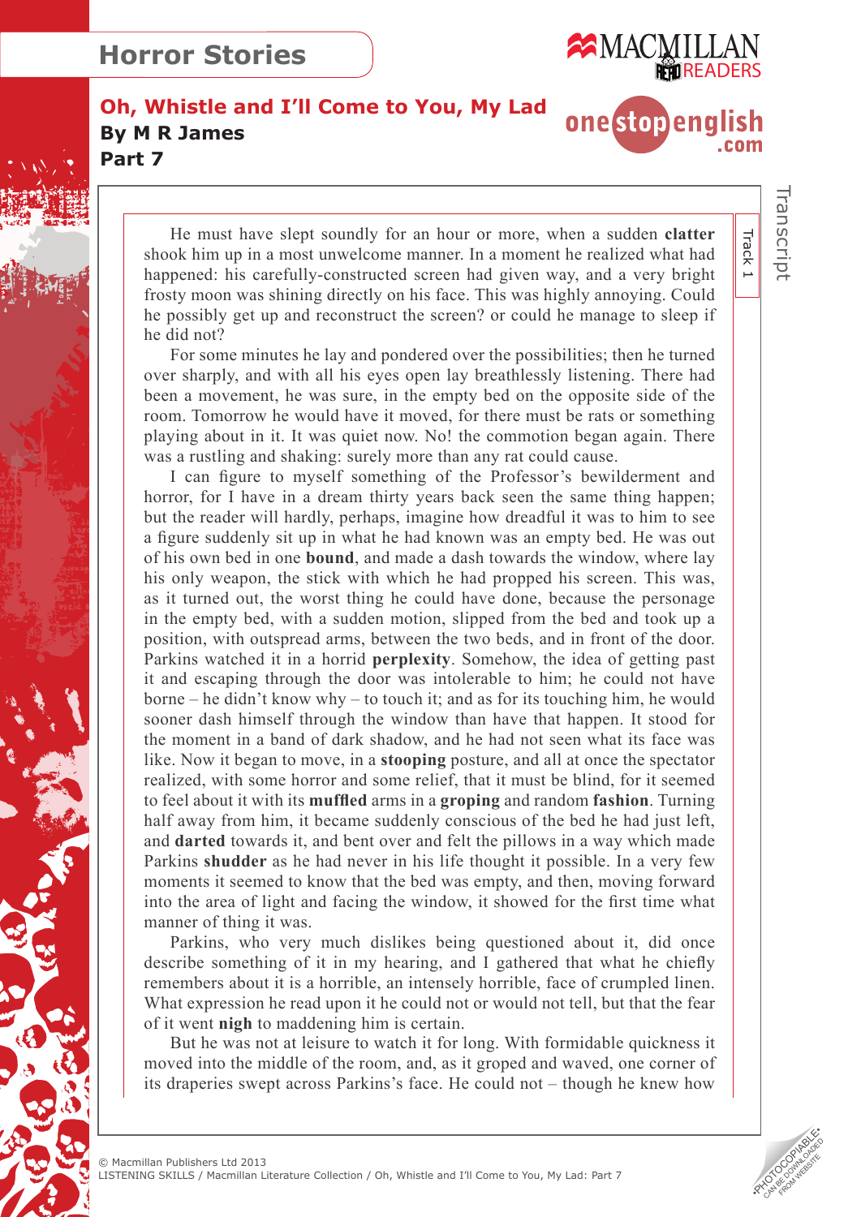# Horror Stories

## Oh, Whistle and I'll Come to You, My Lad

### By M R James

### Part 7

Transcript

Track 1

He must have slept soundly for an hour or more, when a sudden **clatter** shook him up in a most unwelcome manner. In a moment he realized what had happened: his carefully-constructed screen had given way, and a very bright frosty moon was shining directly on his face. This was highly annoying. Could he possibly get up and reconstruct the screen? or could he manage to sleep if he did not?

For some minutes he lay and pondered over the possibilities; then he turned over sharply, and with all his eyes open lay breathlessly listening. There had been a movement, he was sure, in the empty bed on the opposite side of the room. Tomorrow he would have it moved, for there must be rats or something playing about in it. It was quiet now. No! the commotion began again. There was a rustling and shaking: surely more than any rat could cause.

I can figure to myself something of the Professor's bewilderment and horror, for I have in a dream thirty years back seen the same thing happen; but the reader will hardly, perhaps, imagine how dreadful it was to him to see a figure suddenly sit up in what he had known was an empty bed. He was out of his own bed in one **bound**, and made a dash towards the window, where lay his only weapon, the stick with which he had propped his screen. This was, as it turned out, the worst thing he could have done, because the personage in the empty bed, with a sudden motion, slipped from the bed and took up a position, with outspread arms, between the two beds, and in front of the door. Parkins watched it in a horrid **perplexity**. Somehow, the idea of getting past it and escaping through the door was intolerable to him; he could not have borne – he didn't know why – to touch it; and as for its touching him, he would sooner dash himself through the window than have that happen. It stood for the moment in a band of dark shadow, and he had not seen what its face was like. Now it began to move, in a **stooping** posture, and all at once the spectator realized, with some horror and some relief, that it must be blind, for it seemed to feel about it with its **muffled** arms in a **groping** and random **fashion**. Turning half away from him, it became suddenly conscious of the bed he had just left, and **darted** towards it, and bent over and felt the pillows in a way which made Parkins **shudder** as he had never in his life thought it possible. In a very few moments it seemed to know that the bed was empty, and then, moving forward into the area of light and facing the window, it showed for the first time what manner of thing it was.

Parkins, who very much dislikes being questioned about it, did once describe something of it in my hearing, and I gathered that what he chiefly remembers about it is a horrible, an intensely horrible, face of crumpled linen. What expression he read upon it he could not or would not tell, but that the fear of it went **nigh** to maddening him is certain.

But he was not at leisure to watch it for long. With formidable quickness it moved into the middle of the room, and, as it groped and waved, one corner of its draperies swept across Parkins's face. He could not – though he knew how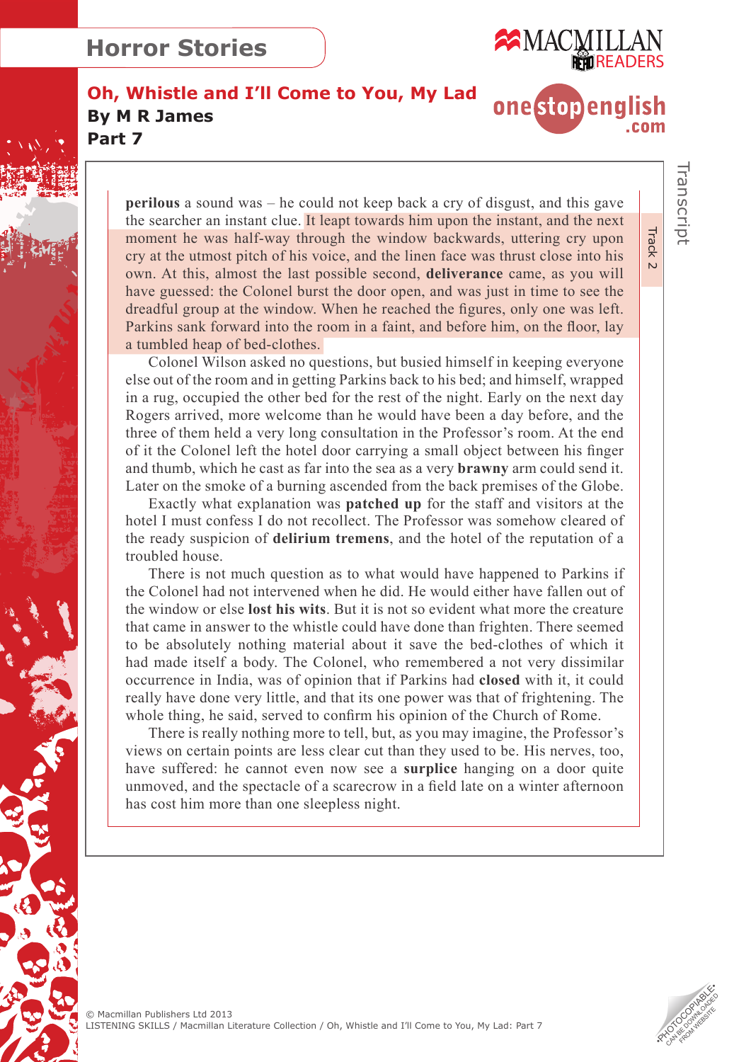# Horror Stories

## Oh, Whistle and I'll Come to You, My Lad

**By M R James**

**Part 7**

Transcript

Track 2

**perilous** a sound was – he could not keep back a cry of disgust, and this gave the searcher an instant clue. It leapt towards him upon the instant, and the next moment he was half-way through the window backwards, uttering cry upon cry at the utmost pitch of his voice, and the linen face was thrust close into his own. At this, almost the last possible second, **deliverance** came, as you will have guessed: the Colonel burst the door open, and was just in time to see the dreadful group at the window. When he reached the figures, only one was left. Parkins sank forward into the room in a faint, and before him, on the floor, lay a tumbled heap of bed-clothes.

Colonel Wilson asked no questions, but busied himself in keeping everyone else out of the room and in getting Parkins back to his bed; and himself, wrapped in a rug, occupied the other bed for the rest of the night. Early on the next day Rogers arrived, more welcome than he would have been a day before, and the three of them held a very long consultation in the Professor's room. At the end of it the Colonel left the hotel door carrying a small object between his finger and thumb, which he cast as far into the sea as a very **brawny** arm could send it. Later on the smoke of a burning ascended from the back premises of the Globe.

Exactly what explanation was **patched up** for the staff and visitors at the hotel I must confess I do not recollect. The Professor was somehow cleared of the ready suspicion of **delirium tremens**, and the hotel of the reputation of a troubled house.

There is not much question as to what would have happened to Parkins if the Colonel had not intervened when he did. He would either have fallen out of the window or else **lost his wits**. But it is not so evident what more the creature that came in answer to the whistle could have done than frighten. There seemed to be absolutely nothing material about it save the bed-clothes of which it had made itself a body. The Colonel, who remembered a not very dissimilar occurrence in India, was of opinion that if Parkins had **closed** with it, it could really have done very little, and that its one power was that of frightening. The whole thing, he said, served to confirm his opinion of the Church of Rome.

There is really nothing more to tell, but, as you may imagine, the Professor's views on certain points are less clear cut than they used to be. His nerves, too, have suffered: he cannot even now see a **surplice** hanging on a door quite unmoved, and the spectacle of a scarecrow in a field late on a winter afternoon has cost him more than one sleepless night.

© Macmillan Publishers Ltd 2013
LISTENING SKILLS / Macmillan Literature Collection / Oh, Whistle and I'll Come to You, My Lad: Part 7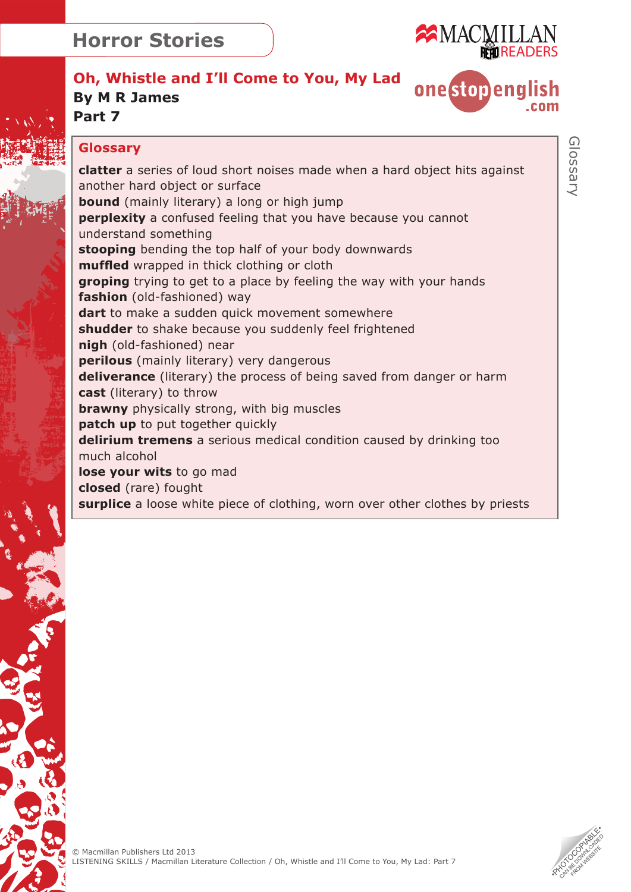# Horror Stories

## Oh, Whistle and I'll Come to You, My Lad

**By M R James**

**Part 7**

### Glossary

**clatter** a series of loud short noises made when a hard object hits against another hard object or surface
**bound** (mainly literary) a long or high jump
**perplexity** a confused feeling that you have because you cannot understand something
**stooping** bending the top half of your body downwards
**muffled** wrapped in thick clothing or cloth
**groping** trying to get to a place by feeling the way with your hands
**fashion** (old-fashioned) way
**dart** to make a sudden quick movement somewhere
**shudder** to shake because you suddenly feel frightened
**nigh** (old-fashioned) near
**perilous** (mainly literary) very dangerous
**deliverance** (literary) the process of being saved from danger or harm
**cast** (literary) to throw
**brawny** physically strong, with big muscles
**patch up** to put together quickly
**delirium tremens** a serious medical condition caused by drinking too much alcohol
**lose your wits** to go mad
**closed** (rare) fought
**surplice** a loose white piece of clothing, worn over other clothes by priests

© Macmillan Publishers Ltd 2013
LISTENING SKILLS / Macmillan Literature Collection / Oh, Whistle and I'll Come to You, My Lad: Part 7